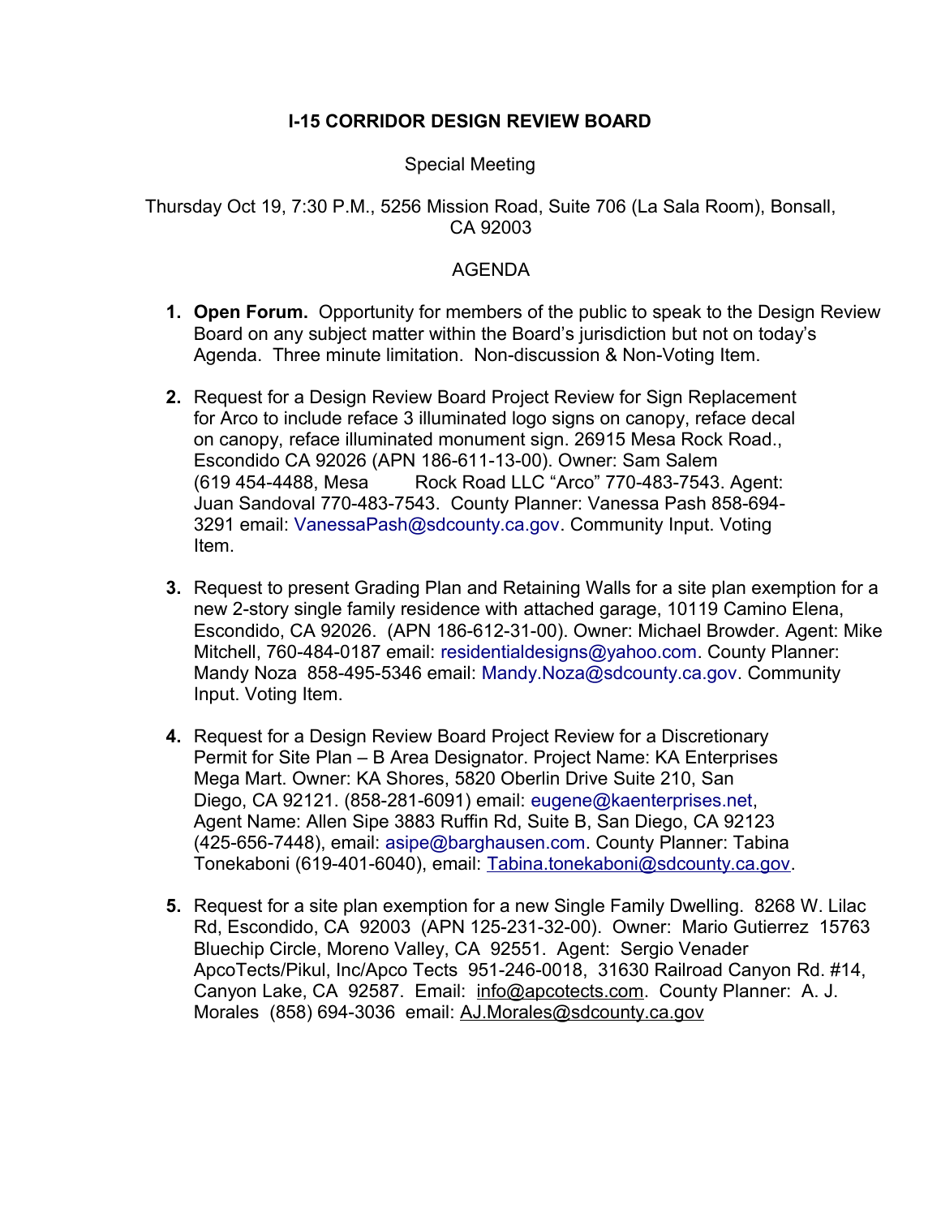# I-15 CORRIDOR DESIGN REVIEW BOARD

Special Meeting

Thursday Oct 19, 7:30 P.M., 5256 Mission Road, Suite 706 (La Sala Room), Bonsall, CA 92003

AGENDA

1. **Open Forum.** Opportunity for members of the public to speak to the Design Review Board on any subject matter within the Board's jurisdiction but not on today's Agenda. Three minute limitation. Non-discussion & Non-Voting Item.

2. Request for a Design Review Board Project Review for Sign Replacement for Arco to include reface 3 illuminated logo signs on canopy, reface decal on canopy, reface illuminated monument sign. 26915 Mesa Rock Road., Escondido CA 92026 (APN 186-611-13-00). Owner: Sam Salem (619 454-4488, Mesa Rock Road LLC "Arco" 770-483-7543. Agent: Juan Sandoval 770-483-7543. County Planner: Vanessa Pash 858-694-3291 email: VanessaPash@sdcounty.ca.gov. Community Input. Voting Item.

3. Request to present Grading Plan and Retaining Walls for a site plan exemption for a new 2-story single family residence with attached garage, 10119 Camino Elena, Escondido, CA 92026. (APN 186-612-31-00). Owner: Michael Browder. Agent: Mike Mitchell, 760-484-0187 email: residentialdesigns@yahoo.com. County Planner: Mandy Noza 858-495-5346 email: Mandy.Noza@sdcounty.ca.gov. Community Input. Voting Item.

4. Request for a Design Review Board Project Review for a Discretionary Permit for Site Plan – B Area Designator. Project Name: KA Enterprises Mega Mart. Owner: KA Shores, 5820 Oberlin Drive Suite 210, San Diego, CA 92121. (858-281-6091) email: eugene@kaenterprises.net, Agent Name: Allen Sipe 3883 Ruffin Rd, Suite B, San Diego, CA 92123 (425-656-7448), email: asipe@barghausen.com. County Planner: Tabina Tonekaboni (619-401-6040), email: Tabina.tonekaboni@sdcounty.ca.gov.

5. Request for a site plan exemption for a new Single Family Dwelling. 8268 W. Lilac Rd, Escondido, CA 92003 (APN 125-231-32-00). Owner: Mario Gutierrez 15763 Bluechip Circle, Moreno Valley, CA 92551. Agent: Sergio Venader ApcoTects/Pikul, Inc/Apco Tects 951-246-0018, 31630 Railroad Canyon Rd. #14, Canyon Lake, CA 92587. Email: info@apcotects.com. County Planner: A. J. Morales (858) 694-3036 email: AJ.Morales@sdcounty.ca.gov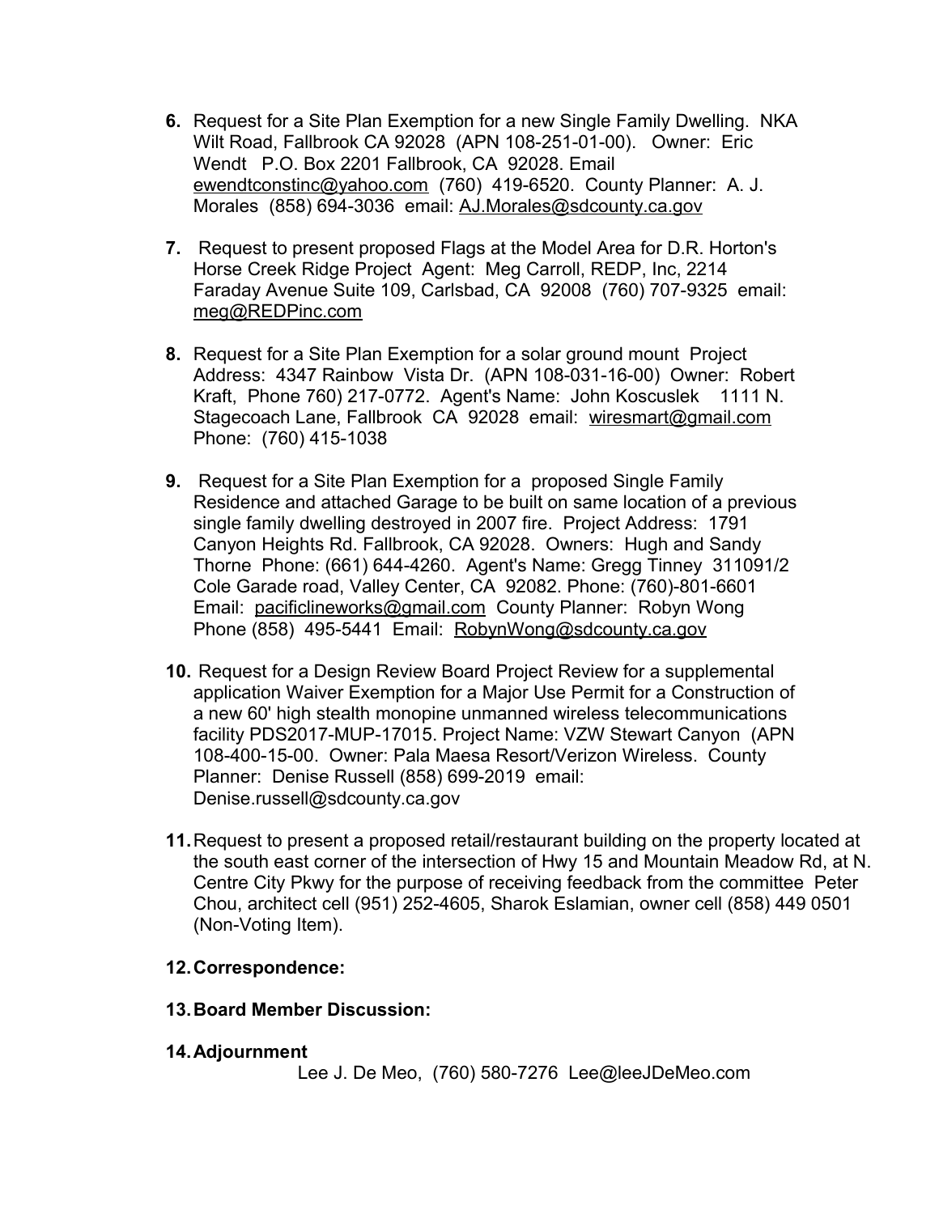6. Request for a Site Plan Exemption for a new Single Family Dwelling. NKA Wilt Road, Fallbrook CA 92028 (APN 108-251-01-00). Owner: Eric Wendt P.O. Box 2201 Fallbrook, CA 92028. Email ewendtconstinc@yahoo.com (760) 419-6520. County Planner: A. J. Morales (858) 694-3036 email: AJ.Morales@sdcounty.ca.gov

7. Request to present proposed Flags at the Model Area for D.R. Horton's Horse Creek Ridge Project Agent: Meg Carroll, REDP, Inc, 2214 Faraday Avenue Suite 109, Carlsbad, CA 92008 (760) 707-9325 email: meg@REDPinc.com

8. Request for a Site Plan Exemption for a solar ground mount Project Address: 4347 Rainbow Vista Dr. (APN 108-031-16-00) Owner: Robert Kraft, Phone 760) 217-0772. Agent's Name: John Koscuslek 1111 N. Stagecoach Lane, Fallbrook CA 92028 email: wiresmart@gmail.com Phone: (760) 415-1038

9. Request for a Site Plan Exemption for a proposed Single Family Residence and attached Garage to be built on same location of a previous single family dwelling destroyed in 2007 fire. Project Address: 1791 Canyon Heights Rd. Fallbrook, CA 92028. Owners: Hugh and Sandy Thorne Phone: (661) 644-4260. Agent's Name: Gregg Tinney 311091/2 Cole Garade road, Valley Center, CA 92082. Phone: (760)-801-6601 Email: pacificlineworks@gmail.com County Planner: Robyn Wong Phone (858) 495-5441 Email: RobynWong@sdcounty.ca.gov

10. Request for a Design Review Board Project Review for a supplemental application Waiver Exemption for a Major Use Permit for a Construction of a new 60' high stealth monopine unmanned wireless telecommunications facility PDS2017-MUP-17015. Project Name: VZW Stewart Canyon (APN 108-400-15-00. Owner: Pala Maesa Resort/Verizon Wireless. County Planner: Denise Russell (858) 699-2019 email: Denise.russell@sdcounty.ca.gov

11. Request to present a proposed retail/restaurant building on the property located at the south east corner of the intersection of Hwy 15 and Mountain Meadow Rd, at N. Centre City Pkwy for the purpose of receiving feedback from the committee Peter Chou, architect cell (951) 252-4605, Sharok Eslamian, owner cell (858) 449 0501 (Non-Voting Item).

12. **Correspondence:**

13. **Board Member Discussion:**

14. **Adjournment**

Lee J. De Meo, (760) 580-7276 Lee@leeJDeMeo.com